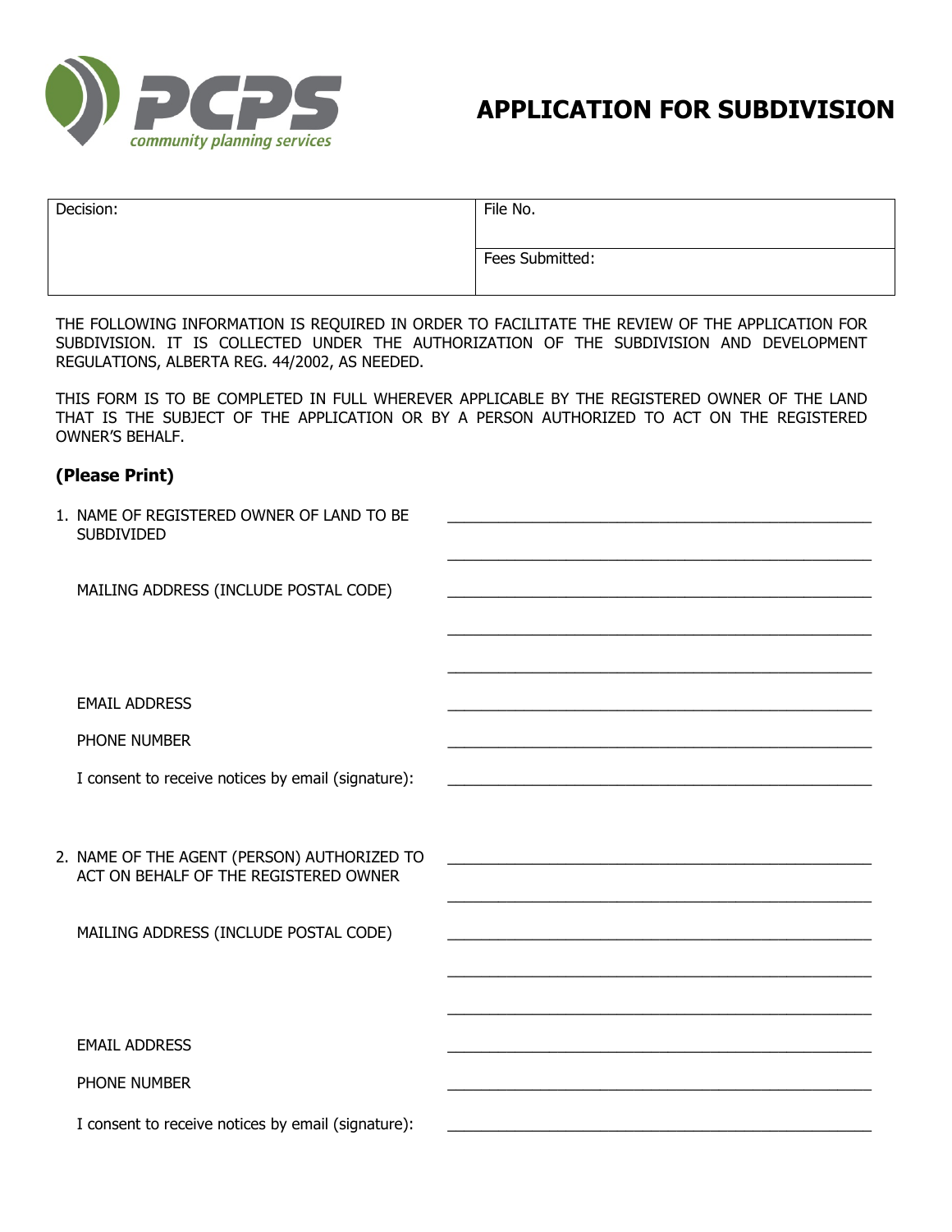PCPS community planning services

# APPLICATION FOR SUBDIVISION

| Decision: | File No. |
| --- | --- |
| | Fees Submitted: |

THE FOLLOWING INFORMATION IS REQUIRED IN ORDER TO FACILITATE THE REVIEW OF THE APPLICATION FOR SUBDIVISION. IT IS COLLECTED UNDER THE AUTHORIZATION OF THE SUBDIVISION AND DEVELOPMENT REGULATIONS, ALBERTA REG. 44/2002, AS NEEDED.

THIS FORM IS TO BE COMPLETED IN FULL WHEREVER APPLICABLE BY THE REGISTERED OWNER OF THE LAND THAT IS THE SUBJECT OF THE APPLICATION OR BY A PERSON AUTHORIZED TO ACT ON THE REGISTERED OWNER'S BEHALF.

**(Please Print)**

1. NAME OF REGISTERED OWNER OF LAND TO BE SUBDIVIDED ______________________________________________

   ______________________________________________

   MAILING ADDRESS (INCLUDE POSTAL CODE) ______________________________________________

   ______________________________________________

   ______________________________________________

   EMAIL ADDRESS ______________________________________________

   PHONE NUMBER ______________________________________________

   I consent to receive notices by email (signature): ______________________________________________

2. NAME OF THE AGENT (PERSON) AUTHORIZED TO ACT ON BEHALF OF THE REGISTERED OWNER ______________________________________________

   ______________________________________________

   MAILING ADDRESS (INCLUDE POSTAL CODE) ______________________________________________

   ______________________________________________

   ______________________________________________

   EMAIL ADDRESS ______________________________________________

   PHONE NUMBER ______________________________________________

   I consent to receive notices by email (signature): ______________________________________________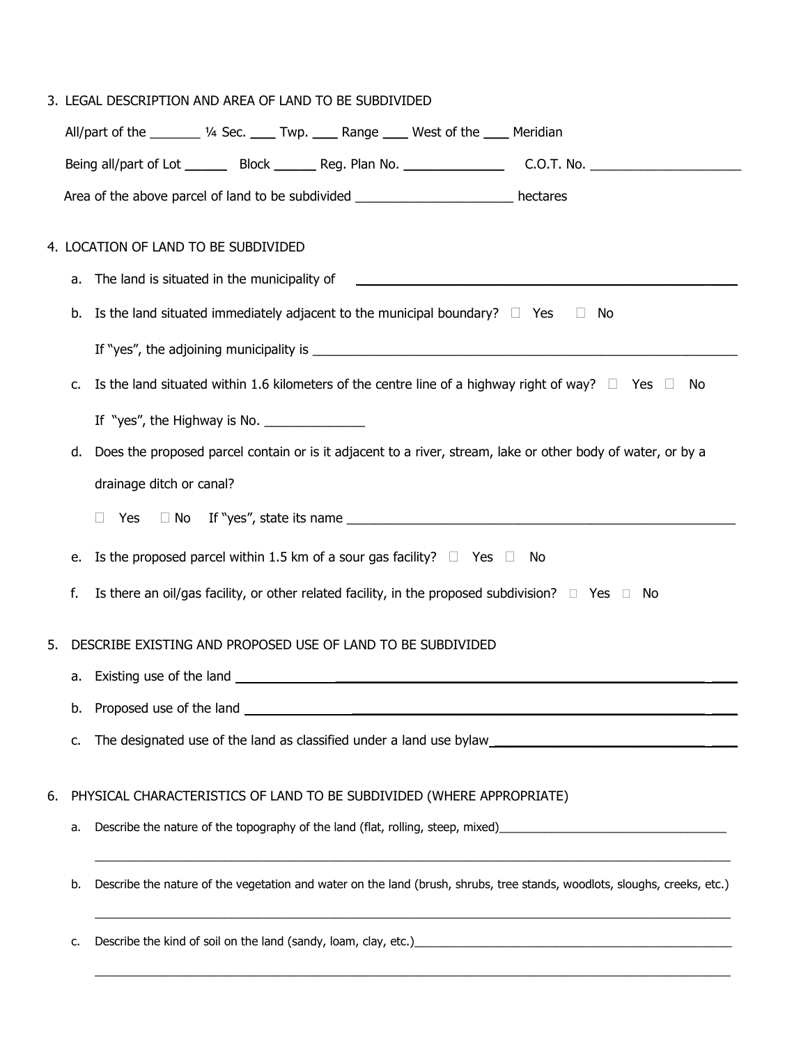3. LEGAL DESCRIPTION AND AREA OF LAND TO BE SUBDIVIDED

   All/part of the _______ ¼ Sec. ____ Twp. ____ Range ____ West of the ____ Meridian

   Being all/part of Lot ______ Block ______ Reg. Plan No. ______________ C.O.T. No. _____________________

   Area of the above parcel of land to be subdivided ______________________ hectares

4. LOCATION OF LAND TO BE SUBDIVIDED

   a. The land is situated in the municipality of ______________________________________________

   b. Is the land situated immediately adjacent to the municipal boundary? ☐ Yes ☐ No

      If "yes", the adjoining municipality is ________________________________________________________

   c. Is the land situated within 1.6 kilometers of the centre line of a highway right of way? ☐ Yes ☐ No

      If "yes", the Highway is No. ______________

   d. Does the proposed parcel contain or is it adjacent to a river, stream, lake or other body of water, or by a drainage ditch or canal?

      ☐ Yes ☐ No If "yes", state its name ________________________________________________________

   e. Is the proposed parcel within 1.5 km of a sour gas facility? ☐ Yes ☐ No

   f. Is there an oil/gas facility, or other related facility, in the proposed subdivision? ☐ Yes ☐ No

5. DESCRIBE EXISTING AND PROPOSED USE OF LAND TO BE SUBDIVIDED

   a. Existing use of the land ______________________________________________________________

   b. Proposed use of the land ______________________________________________________________

   c. The designated use of the land as classified under a land use bylaw___________________________

6. PHYSICAL CHARACTERISTICS OF LAND TO BE SUBDIVIDED (WHERE APPROPRIATE)

   a. Describe the nature of the topography of the land (flat, rolling, steep, mixed)___________________________________

      ______________________________________________________________________________________

   b. Describe the nature of the vegetation and water on the land (brush, shrubs, tree stands, woodlots, sloughs, creeks, etc.)

      ______________________________________________________________________________________

   c. Describe the kind of soil on the land (sandy, loam, clay, etc.)_________________________________________________

      ______________________________________________________________________________________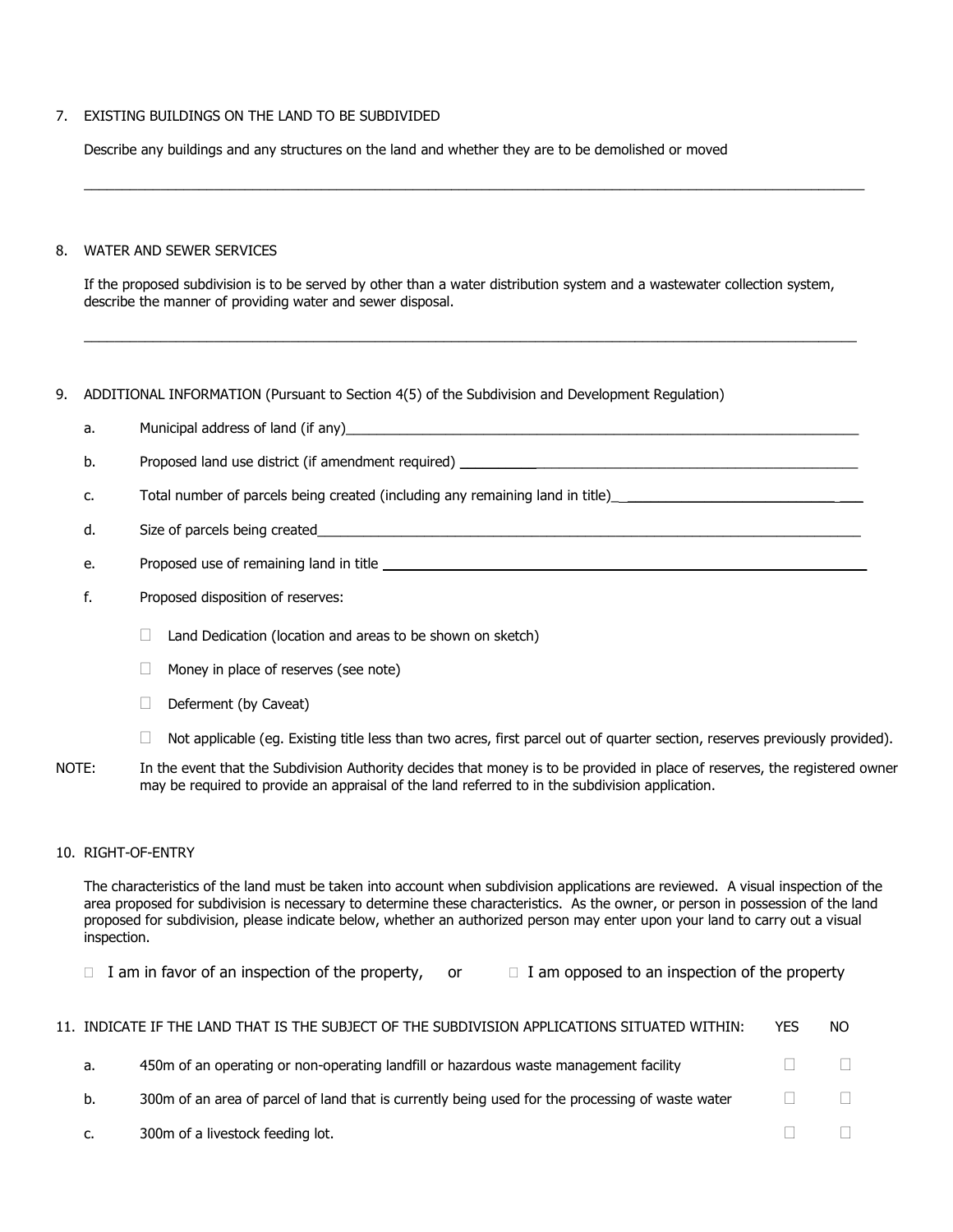7. EXISTING BUILDINGS ON THE LAND TO BE SUBDIVIDED

   Describe any buildings and any structures on the land and whether they are to be demolished or moved

   ______________________________________________________________________________________________

8. WATER AND SEWER SERVICES

   If the proposed subdivision is to be served by other than a water distribution system and a wastewater collection system, describe the manner of providing water and sewer disposal.

   ______________________________________________________________________________________________

9. ADDITIONAL INFORMATION (Pursuant to Section 4(5) of the Subdivision and Development Regulation)

   a. Municipal address of land (if any)________________________________________________________________

   b. Proposed land use district (if amendment required) ________________________________________________

   c. Total number of parcels being created (including any remaining land in title)____________________________

   d. Size of parcels being created____________________________________________________________________

   e. Proposed use of remaining land in title ___________________________________________________________

   f. Proposed disposition of reserves:

      ☐ Land Dedication (location and areas to be shown on sketch)

      ☐ Money in place of reserves (see note)

      ☐ Deferment (by Caveat)

      ☐ Not applicable (eg. Existing title less than two acres, first parcel out of quarter section, reserves previously provided).

NOTE: In the event that the Subdivision Authority decides that money is to be provided in place of reserves, the registered owner may be required to provide an appraisal of the land referred to in the subdivision application.

10. RIGHT-OF-ENTRY

    The characteristics of the land must be taken into account when subdivision applications are reviewed. A visual inspection of the area proposed for subdivision is necessary to determine these characteristics. As the owner, or person in possession of the land proposed for subdivision, please indicate below, whether an authorized person may enter upon your land to carry out a visual inspection.

    ☐ I am in favor of an inspection of the property, or ☐ I am opposed to an inspection of the property

11. INDICATE IF THE LAND THAT IS THE SUBJECT OF THE SUBDIVISION APPLICATIONS SITUATED WITHIN:

|  |  | YES | NO |
|---|---|---|---|
| a. | 450m of an operating or non-operating landfill or hazardous waste management facility | ☐ | ☐ |
| b. | 300m of an area of parcel of land that is currently being used for the processing of waste water | ☐ | ☐ |
| c. | 300m of a livestock feeding lot. | ☐ | ☐ |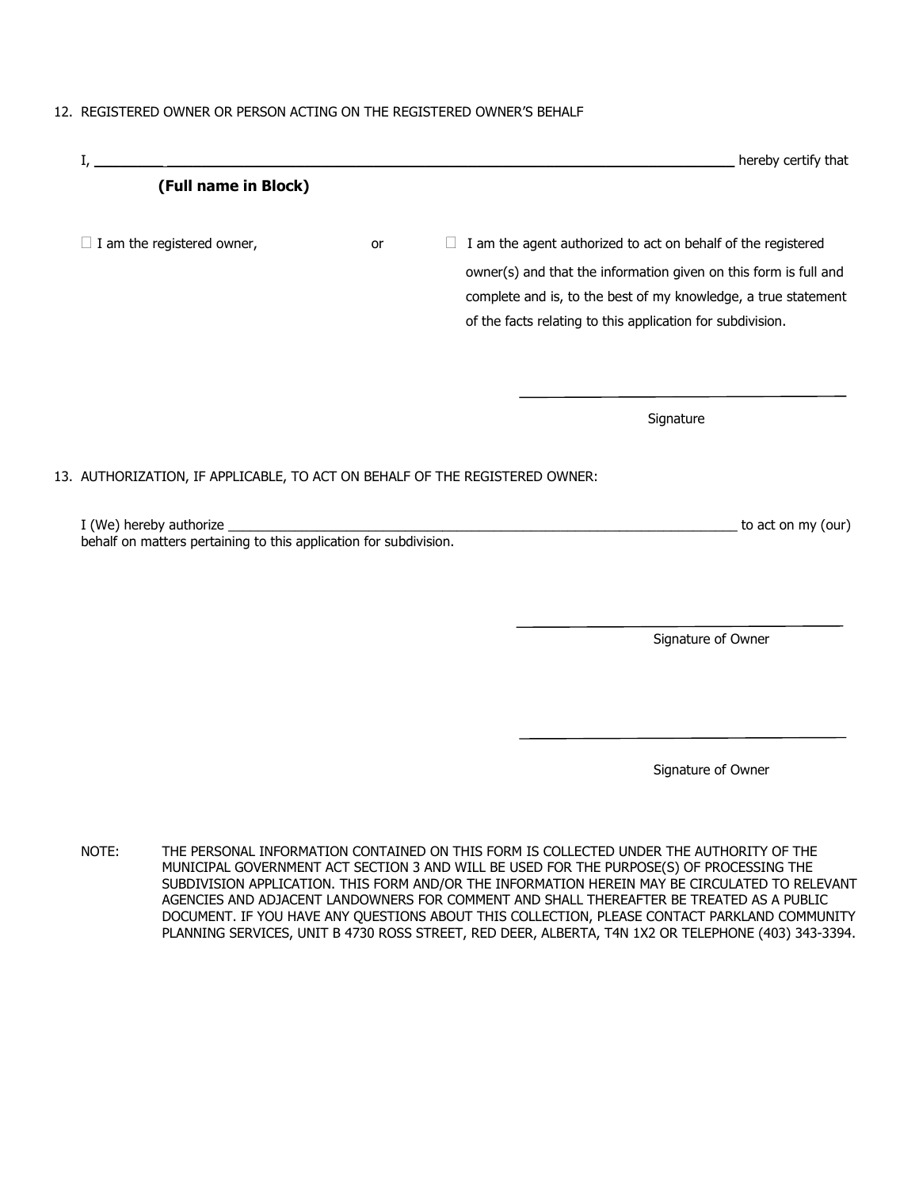12. REGISTERED OWNER OR PERSON ACTING ON THE REGISTERED OWNER'S BEHALF

I, ______________________________________________________________ hereby certify that

**(Full name in Block)**

☐ I am the registered owner, or ☐ I am the agent authorized to act on behalf of the registered owner(s) and that the information given on this form is full and complete and is, to the best of my knowledge, a true statement of the facts relating to this application for subdivision.

______________________________

Signature

13. AUTHORIZATION, IF APPLICABLE, TO ACT ON BEHALF OF THE REGISTERED OWNER:

I (We) hereby authorize ______________________________________________________ to act on my (our) behalf on matters pertaining to this application for subdivision.

______________________________

Signature of Owner

______________________________

Signature of Owner

NOTE: THE PERSONAL INFORMATION CONTAINED ON THIS FORM IS COLLECTED UNDER THE AUTHORITY OF THE MUNICIPAL GOVERNMENT ACT SECTION 3 AND WILL BE USED FOR THE PURPOSE(S) OF PROCESSING THE SUBDIVISION APPLICATION. THIS FORM AND/OR THE INFORMATION HEREIN MAY BE CIRCULATED TO RELEVANT AGENCIES AND ADJACENT LANDOWNERS FOR COMMENT AND SHALL THEREAFTER BE TREATED AS A PUBLIC DOCUMENT. IF YOU HAVE ANY QUESTIONS ABOUT THIS COLLECTION, PLEASE CONTACT PARKLAND COMMUNITY PLANNING SERVICES, UNIT B 4730 ROSS STREET, RED DEER, ALBERTA, T4N 1X2 OR TELEPHONE (403) 343-3394.